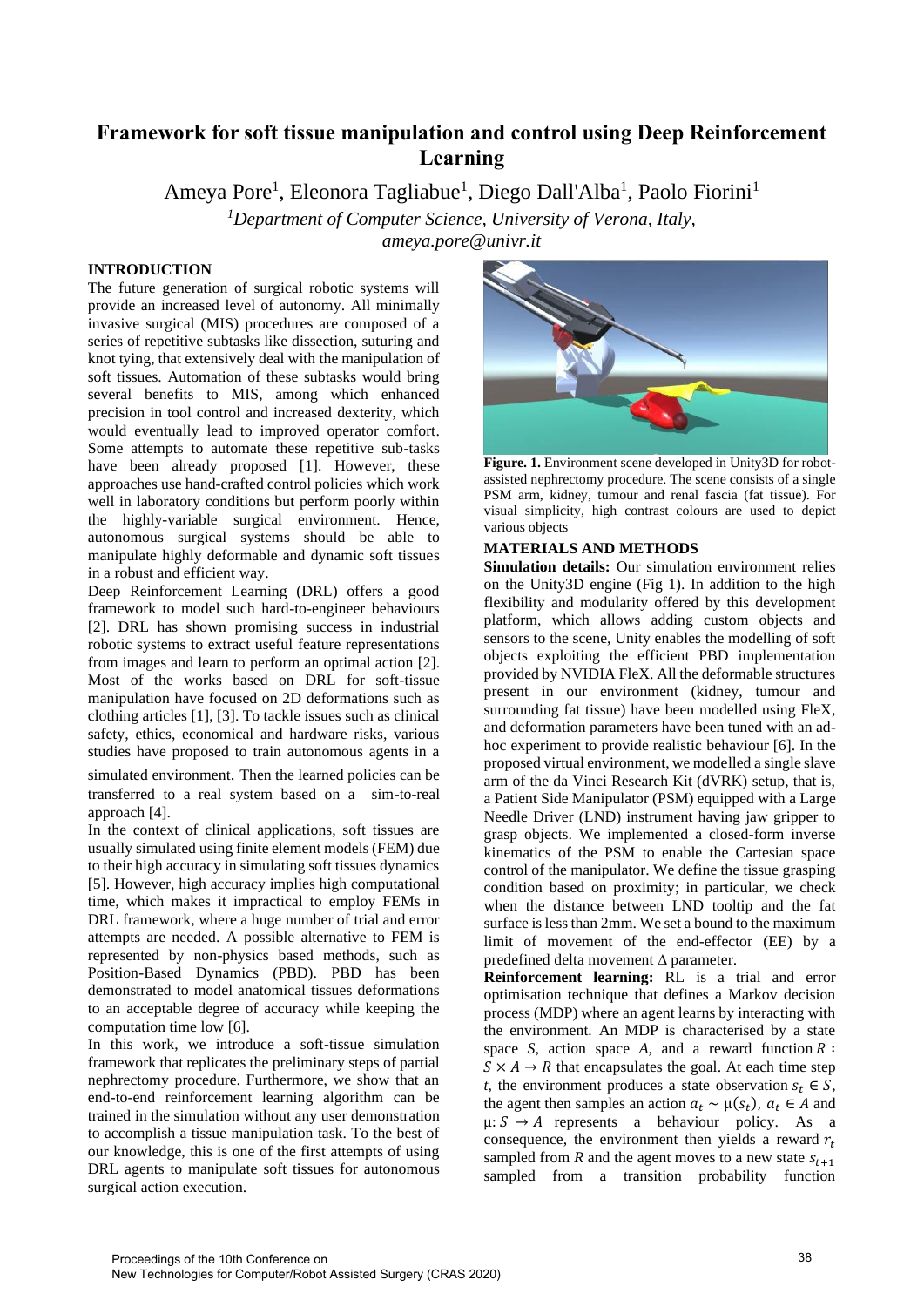# Framework for soft tissue manipulation and control using Deep Reinforcement Learning

Ameya Pore[1], Eleonora Tagliabue[1], Diego Dall'Alba[1], Paolo Fiorini[1]

[1]*Department of Computer Science, University of Verona, Italy,*
*ameya.pore@univr.it*

## INTRODUCTION

The future generation of surgical robotic systems will provide an increased level of autonomy. All minimally invasive surgical (MIS) procedures are composed of a series of repetitive subtasks like dissection, suturing and knot tying, that extensively deal with the manipulation of soft tissues. Automation of these subtasks would bring several benefits to MIS, among which enhanced precision in tool control and increased dexterity, which would eventually lead to improved operator comfort. Some attempts to automate these repetitive sub-tasks have been already proposed [1]. However, these approaches use hand-crafted control policies which work well in laboratory conditions but perform poorly within the highly-variable surgical environment. Hence, autonomous surgical systems should be able to manipulate highly deformable and dynamic soft tissues in a robust and efficient way.

Deep Reinforcement Learning (DRL) offers a good framework to model such hard-to-engineer behaviours [2]. DRL has shown promising success in industrial robotic systems to extract useful feature representations from images and learn to perform an optimal action [2]. Most of the works based on DRL for soft-tissue manipulation have focused on 2D deformations such as clothing articles [1], [3]. To tackle issues such as clinical safety, ethics, economical and hardware risks, various studies have proposed to train autonomous agents in a simulated environment. Then the learned policies can be transferred to a real system based on a sim-to-real approach [4].

In the context of clinical applications, soft tissues are usually simulated using finite element models (FEM) due to their high accuracy in simulating soft tissues dynamics [5]. However, high accuracy implies high computational time, which makes it impractical to employ FEMs in DRL framework, where a huge number of trial and error attempts are needed. A possible alternative to FEM is represented by non-physics based methods, such as Position-Based Dynamics (PBD). PBD has been demonstrated to model anatomical tissues deformations to an acceptable degree of accuracy while keeping the computation time low [6].

In this work, we introduce a soft-tissue simulation framework that replicates the preliminary steps of partial nephrectomy procedure. Furthermore, we show that an end-to-end reinforcement learning algorithm can be trained in the simulation without any user demonstration to accomplish a tissue manipulation task. To the best of our knowledge, this is one of the first attempts of using DRL agents to manipulate soft tissues for autonomous surgical action execution.

**Figure. 1.** Environment scene developed in Unity3D for robot-assisted nephrectomy procedure. The scene consists of a single PSM arm, kidney, tumour and renal fascia (fat tissue). For visual simplicity, high contrast colours are used to depict various objects

## MATERIALS AND METHODS

**Simulation details:** Our simulation environment relies on the Unity3D engine (Fig 1). In addition to the high flexibility and modularity offered by this development platform, which allows adding custom objects and sensors to the scene, Unity enables the modelling of soft objects exploiting the efficient PBD implementation provided by NVIDIA FleX. All the deformable structures present in our environment (kidney, tumour and surrounding fat tissue) have been modelled using FleX, and deformation parameters have been tuned with an ad-hoc experiment to provide realistic behaviour [6]. In the proposed virtual environment, we modelled a single slave arm of the da Vinci Research Kit (dVRK) setup, that is, a Patient Side Manipulator (PSM) equipped with a Large Needle Driver (LND) instrument having jaw gripper to grasp objects. We implemented a closed-form inverse kinematics of the PSM to enable the Cartesian space control of the manipulator. We define the tissue grasping condition based on proximity; in particular, we check when the distance between LND tooltip and the fat surface is less than 2mm. We set a bound to the maximum limit of movement of the end-effector (EE) by a predefined delta movement $\Delta$ parameter.

**Reinforcement learning:** RL is a trial and error optimisation technique that defines a Markov decision process (MDP) where an agent learns by interacting with the environment. An MDP is characterised by a state space $S$, action space $A$, and a reward function $R: S \times A \rightarrow R$ that encapsulates the goal. At each time step $t$, the environment produces a state observation $s_t \in S$, the agent then samples an action $a_t \sim \mu(s_t)$, $a_t \in A$ and $\mu: S \rightarrow A$ represents a behaviour policy. As a consequence, the environment then yields a reward $r_t$ sampled from $R$ and the agent moves to a new state $s_{t+1}$ sampled from a transition probability function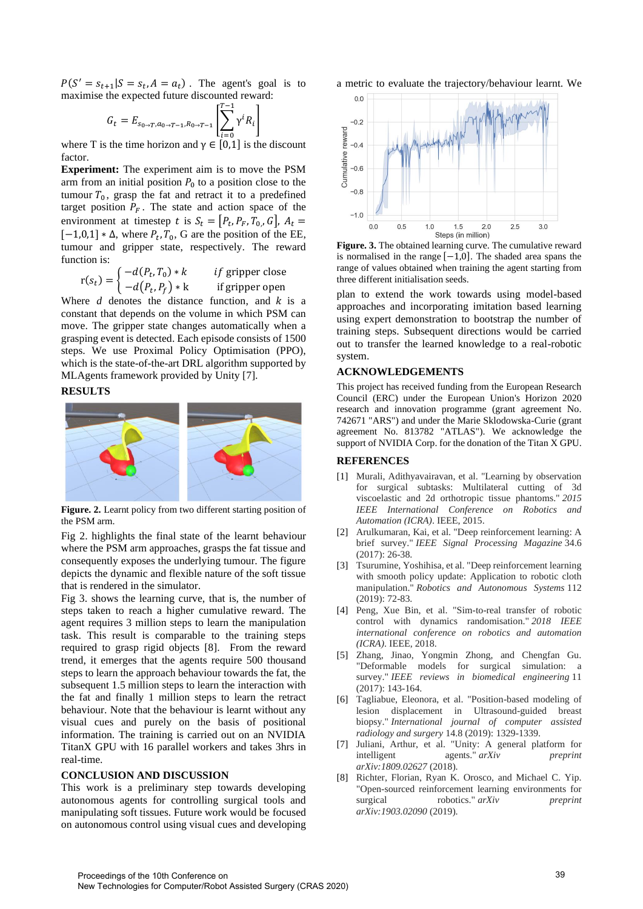$P(S' = s_{t+1} | S = s_t, A = a_t)$. The agent's goal is to maximise the expected future discounted reward:

$$G_t = E_{s_{0\rightarrow T}, a_{0\rightarrow T-1}, R_{0\rightarrow T-1}} \left[ \sum_{i=0}^{T-1} \gamma^i R_i \right]$$

where T is the time horizon and $\gamma \in [0,1]$ is the discount factor.

**Experiment:** The experiment aim is to move the PSM arm from an initial position $P_0$ to a position close to the tumour $T_0$, grasp the fat and retract it to a predefined target position $P_F$. The state and action space of the environment at timestep $t$ is $S_t = [P_t, P_F, T_0, G]$, $A_t = [-1,0,1] * \Delta$, where $P_t, T_0$, G are the position of the EE, tumour and gripper state, respectively. The reward function is:

$$r(s_t) = \begin{cases} -d(P_t, T_0) * k & if \text{ gripper close} \\ -d(P_t, P_f) * k & \text{if gripper open} \end{cases}$$

Where $d$ denotes the distance function, and $k$ is a constant that depends on the volume in which PSM can move. The gripper state changes automatically when a grasping event is detected. Each episode consists of 1500 steps. We use Proximal Policy Optimisation (PPO), which is the state-of-the-art DRL algorithm supported by MLAgents framework provided by Unity [7].

## RESULTS

**Figure. 2.** Learnt policy from two different starting position of the PSM arm.

Fig 2. highlights the final state of the learnt behaviour where the PSM arm approaches, grasps the fat tissue and consequently exposes the underlying tumour. The figure depicts the dynamic and flexible nature of the soft tissue that is rendered in the simulator.

Fig 3. shows the learning curve, that is, the number of steps taken to reach a higher cumulative reward. The agent requires 3 million steps to learn the manipulation task. This result is comparable to the training steps required to grasp rigid objects [8]. From the reward trend, it emerges that the agents require 500 thousand steps to learn the approach behaviour towards the fat, the subsequent 1.5 million steps to learn the interaction with the fat and finally 1 million steps to learn the retract behaviour. Note that the behaviour is learnt without any visual cues and purely on the basis of positional information. The training is carried out on an NVIDIA TitanX GPU with 16 parallel workers and takes 3hrs in real-time.

## CONCLUSION AND DISCUSSION

This work is a preliminary step towards developing autonomous agents for controlling surgical tools and manipulating soft tissues. Future work would be focused on autonomous control using visual cues and developing a metric to evaluate the trajectory/behaviour learnt. We

Cumulative reward
0.0
−0.2
−0.4
−0.6
−0.8
−1.0
0.0 0.5 1.0 1.5 2.0 2.5 3.0
Steps (in million)

**Figure. 3.** The obtained learning curve. The cumulative reward is normalised in the range $[-1,0]$. The shaded area spans the range of values obtained when training the agent starting from three different initialisation seeds.

plan to work towards using model-based approaches and incorporating imitation based learning using expert demonstration to bootstrap the number of training steps. Subsequent directions would be carried out to transfer the learned knowledge to a real-robotic system.

## ACKNOWLEDGEMENTS

This project has received funding from the European Research Council (ERC) under the European Union's Horizon 2020 research and innovation programme (grant agreement No. 742671 "ARS") and under the Marie Sklodowska-Curie (grant agreement No. 813782 "ATLAS"). We acknowledge the support of NVIDIA Corp. for the donation of the Titan X GPU.

## REFERENCES

[1] Murali, Adithyavairavan, et al. "Learning by observation for surgical subtasks: Multilateral cutting of 3d viscoelastic and 2d orthotropic tissue phantoms." *2015 IEEE International Conference on Robotics and Automation (ICRA)*. IEEE, 2015.

[2] Arulkumaran, Kai, et al. "Deep reinforcement learning: A brief survey." *IEEE Signal Processing Magazine* 34.6 (2017): 26-38.

[3] Tsurumine, Yoshihisa, et al. "Deep reinforcement learning with smooth policy update: Application to robotic cloth manipulation." *Robotics and Autonomous Systems* 112 (2019): 72-83.

[4] Peng, Xue Bin, et al. "Sim-to-real transfer of robotic control with dynamics randomisation." *2018 IEEE international conference on robotics and automation (ICRA)*. IEEE, 2018.

[5] Zhang, Jinao, Yongmin Zhong, and Chengfan Gu. "Deformable models for surgical simulation: a survey." *IEEE reviews in biomedical engineering* 11 (2017): 143-164.

[6] Tagliabue, Eleonora, et al. "Position-based modeling of lesion displacement in Ultrasound-guided breast biopsy." *International journal of computer assisted radiology and surgery* 14.8 (2019): 1329-1339.

[7] Juliani, Arthur, et al. "Unity: A general platform for intelligent agents." *arXiv preprint arXiv:1809.02627* (2018).

[8] Richter, Florian, Ryan K. Orosco, and Michael C. Yip. "Open-sourced reinforcement learning environments for surgical robotics." *arXiv preprint arXiv:1903.02090* (2019).